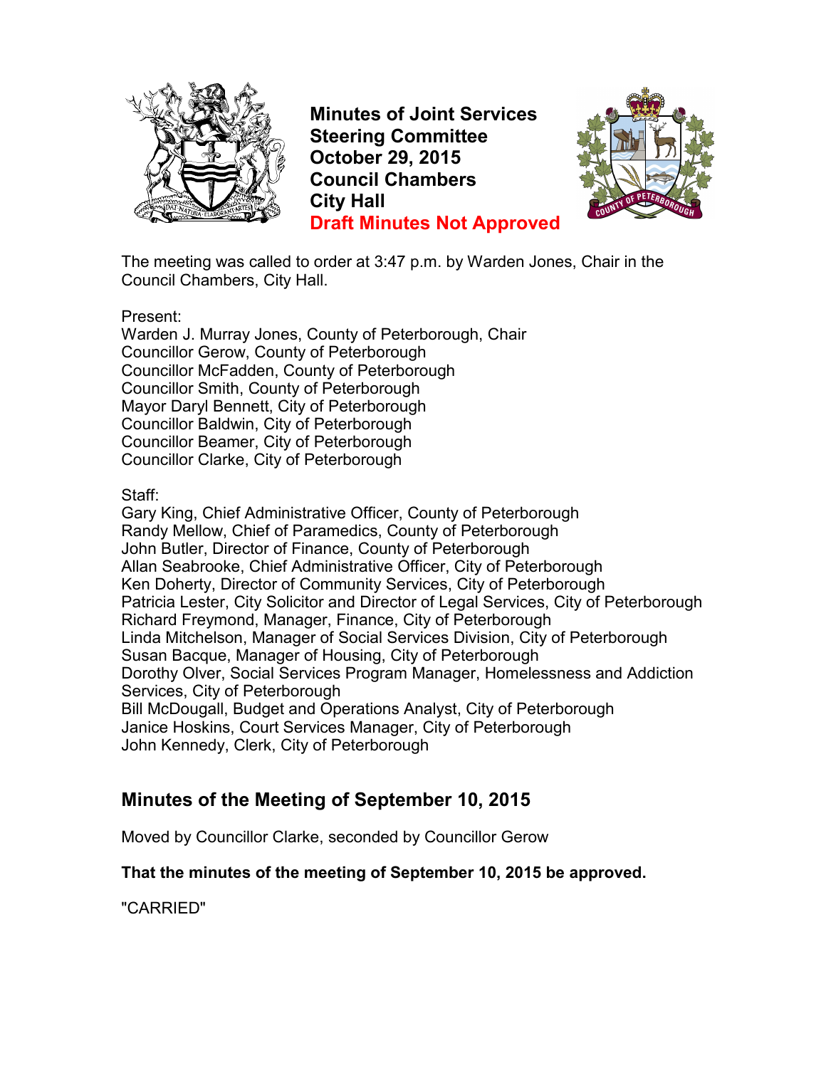# Minutes of Joint Services Steering Committee
# October 29, 2015
# Council Chambers
# City Hall
# Draft Minutes Not Approved

The meeting was called to order at 3:47 p.m. by Warden Jones, Chair in the Council Chambers, City Hall.

Present:
Warden J. Murray Jones, County of Peterborough, Chair
Councillor Gerow, County of Peterborough
Councillor McFadden, County of Peterborough
Councillor Smith, County of Peterborough
Mayor Daryl Bennett, City of Peterborough
Councillor Baldwin, City of Peterborough
Councillor Beamer, City of Peterborough
Councillor Clarke, City of Peterborough

Staff:
Gary King, Chief Administrative Officer, County of Peterborough
Randy Mellow, Chief of Paramedics, County of Peterborough
John Butler, Director of Finance, County of Peterborough
Allan Seabrooke, Chief Administrative Officer, City of Peterborough
Ken Doherty, Director of Community Services, City of Peterborough
Patricia Lester, City Solicitor and Director of Legal Services, City of Peterborough
Richard Freymond, Manager, Finance, City of Peterborough
Linda Mitchelson, Manager of Social Services Division, City of Peterborough
Susan Bacque, Manager of Housing, City of Peterborough
Dorothy Olver, Social Services Program Manager, Homelessness and Addiction Services, City of Peterborough
Bill McDougall, Budget and Operations Analyst, City of Peterborough
Janice Hoskins, Court Services Manager, City of Peterborough
John Kennedy, Clerk, City of Peterborough

## Minutes of the Meeting of September 10, 2015

Moved by Councillor Clarke, seconded by Councillor Gerow

**That the minutes of the meeting of September 10, 2015 be approved.**

"CARRIED"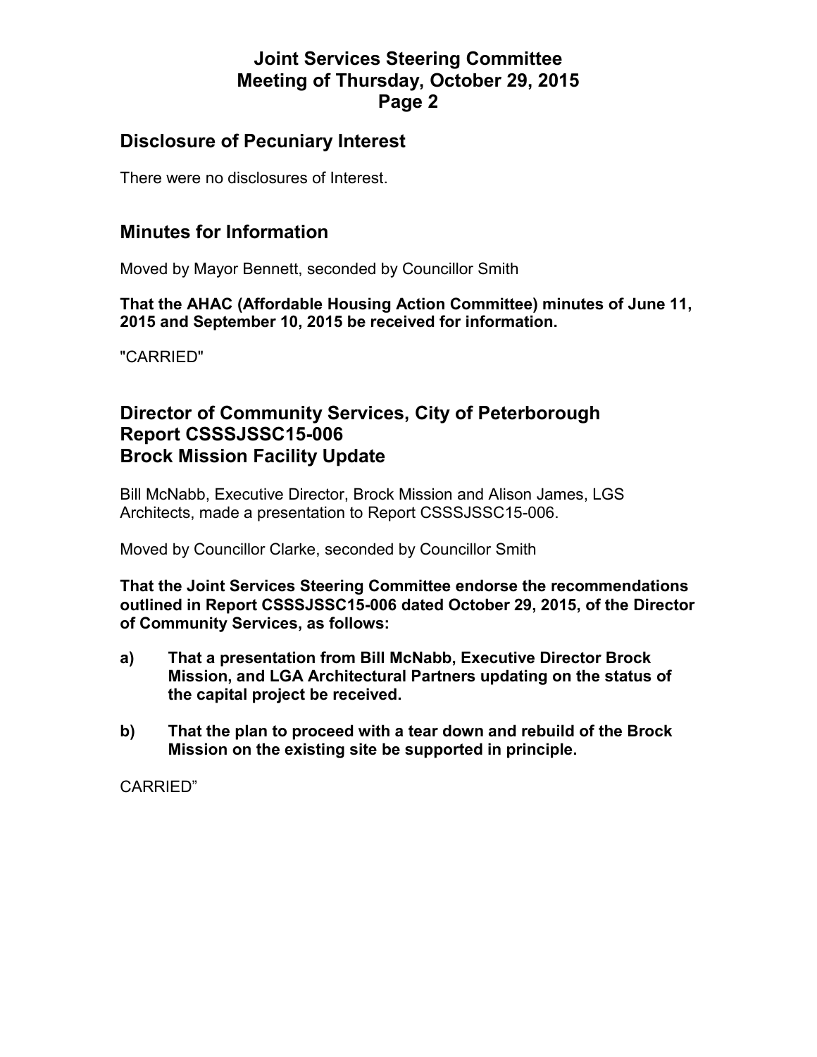## Disclosure of Pecuniary Interest

There were no disclosures of Interest.

## Minutes for Information

Moved by Mayor Bennett, seconded by Councillor Smith

**That the AHAC (Affordable Housing Action Committee) minutes of June 11, 2015 and September 10, 2015 be received for information.**

"CARRIED"

## Director of Community Services, City of Peterborough
## Report CSSSJSSC15-006
## Brock Mission Facility Update

Bill McNabb, Executive Director, Brock Mission and Alison James, LGS Architects, made a presentation to Report CSSSJSSC15-006.

Moved by Councillor Clarke, seconded by Councillor Smith

**That the Joint Services Steering Committee endorse the recommendations outlined in Report CSSSJSSC15-006 dated October 29, 2015, of the Director of Community Services, as follows:**

**a) That a presentation from Bill McNabb, Executive Director Brock Mission, and LGA Architectural Partners updating on the status of the capital project be received.**

**b) That the plan to proceed with a tear down and rebuild of the Brock Mission on the existing site be supported in principle.**

CARRIED"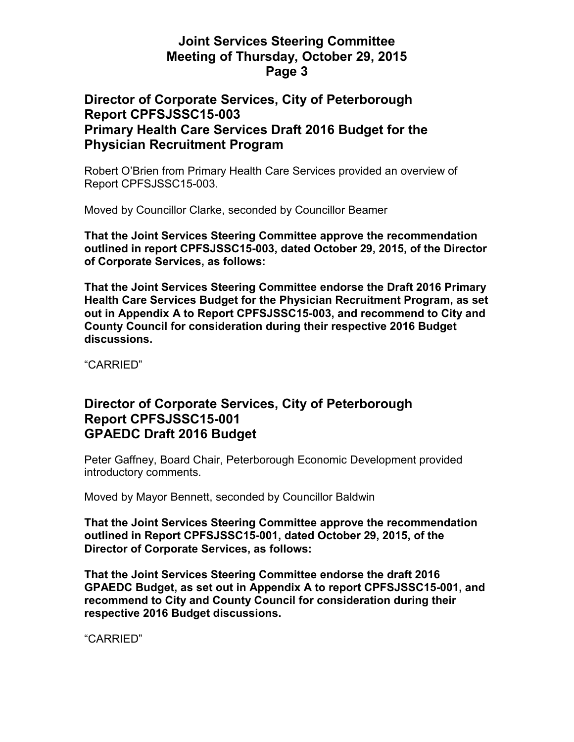## Director of Corporate Services, City of Peterborough
## Report CPFSJSSC15-003
## Primary Health Care Services Draft 2016 Budget for the Physician Recruitment Program

Robert O'Brien from Primary Health Care Services provided an overview of Report CPFSJSSC15-003.

Moved by Councillor Clarke, seconded by Councillor Beamer

**That the Joint Services Steering Committee approve the recommendation outlined in report CPFSJSSC15-003, dated October 29, 2015, of the Director of Corporate Services, as follows:**

**That the Joint Services Steering Committee endorse the Draft 2016 Primary Health Care Services Budget for the Physician Recruitment Program, as set out in Appendix A to Report CPFSJSSC15-003, and recommend to City and County Council for consideration during their respective 2016 Budget discussions.**

"CARRIED"

## Director of Corporate Services, City of Peterborough
## Report CPFSJSSC15-001
## GPAEDC Draft 2016 Budget

Peter Gaffney, Board Chair, Peterborough Economic Development provided introductory comments.

Moved by Mayor Bennett, seconded by Councillor Baldwin

**That the Joint Services Steering Committee approve the recommendation outlined in Report CPFSJSSC15-001, dated October 29, 2015, of the Director of Corporate Services, as follows:**

**That the Joint Services Steering Committee endorse the draft 2016 GPAEDC Budget, as set out in Appendix A to report CPFSJSSC15-001, and recommend to City and County Council for consideration during their respective 2016 Budget discussions.**

"CARRIED"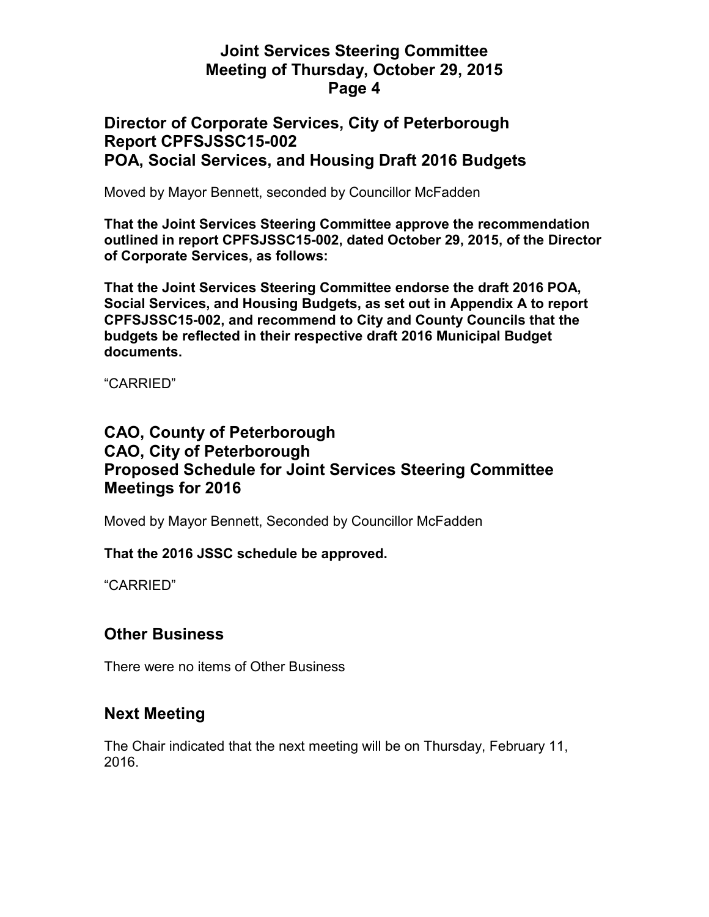## Director of Corporate Services, City of Peterborough
## Report CPFSJSSC15-002
## POA, Social Services, and Housing Draft 2016 Budgets

Moved by Mayor Bennett, seconded by Councillor McFadden

**That the Joint Services Steering Committee approve the recommendation outlined in report CPFSJSSC15-002, dated October 29, 2015, of the Director of Corporate Services, as follows:**

**That the Joint Services Steering Committee endorse the draft 2016 POA, Social Services, and Housing Budgets, as set out in Appendix A to report CPFSJSSC15-002, and recommend to City and County Councils that the budgets be reflected in their respective draft 2016 Municipal Budget documents.**

"CARRIED"

## CAO, County of Peterborough
## CAO, City of Peterborough
## Proposed Schedule for Joint Services Steering Committee Meetings for 2016

Moved by Mayor Bennett, Seconded by Councillor McFadden

**That the 2016 JSSC schedule be approved.**

"CARRIED"

## Other Business

There were no items of Other Business

## Next Meeting

The Chair indicated that the next meeting will be on Thursday, February 11, 2016.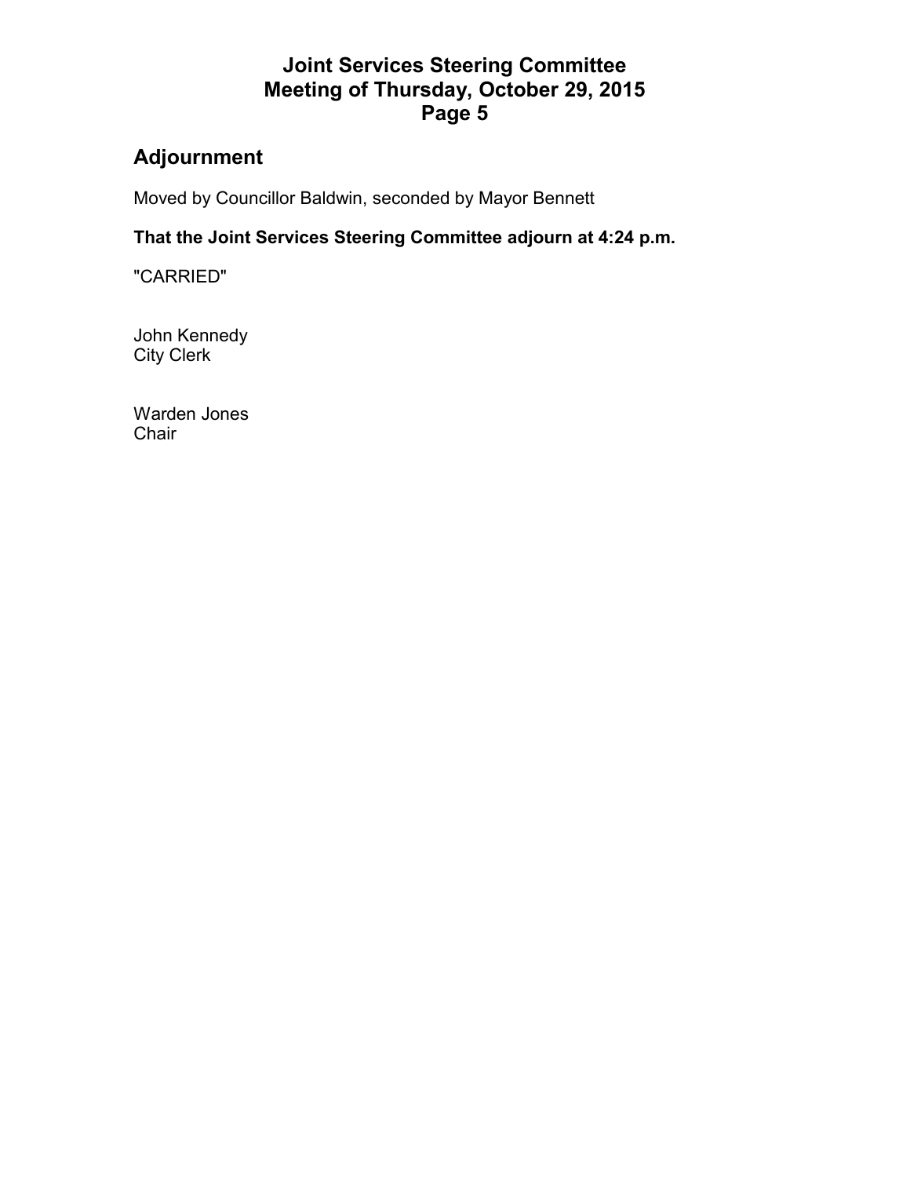## Adjournment

Moved by Councillor Baldwin, seconded by Mayor Bennett

**That the Joint Services Steering Committee adjourn at 4:24 p.m.**

"CARRIED"

John Kennedy
City Clerk

Warden Jones
Chair